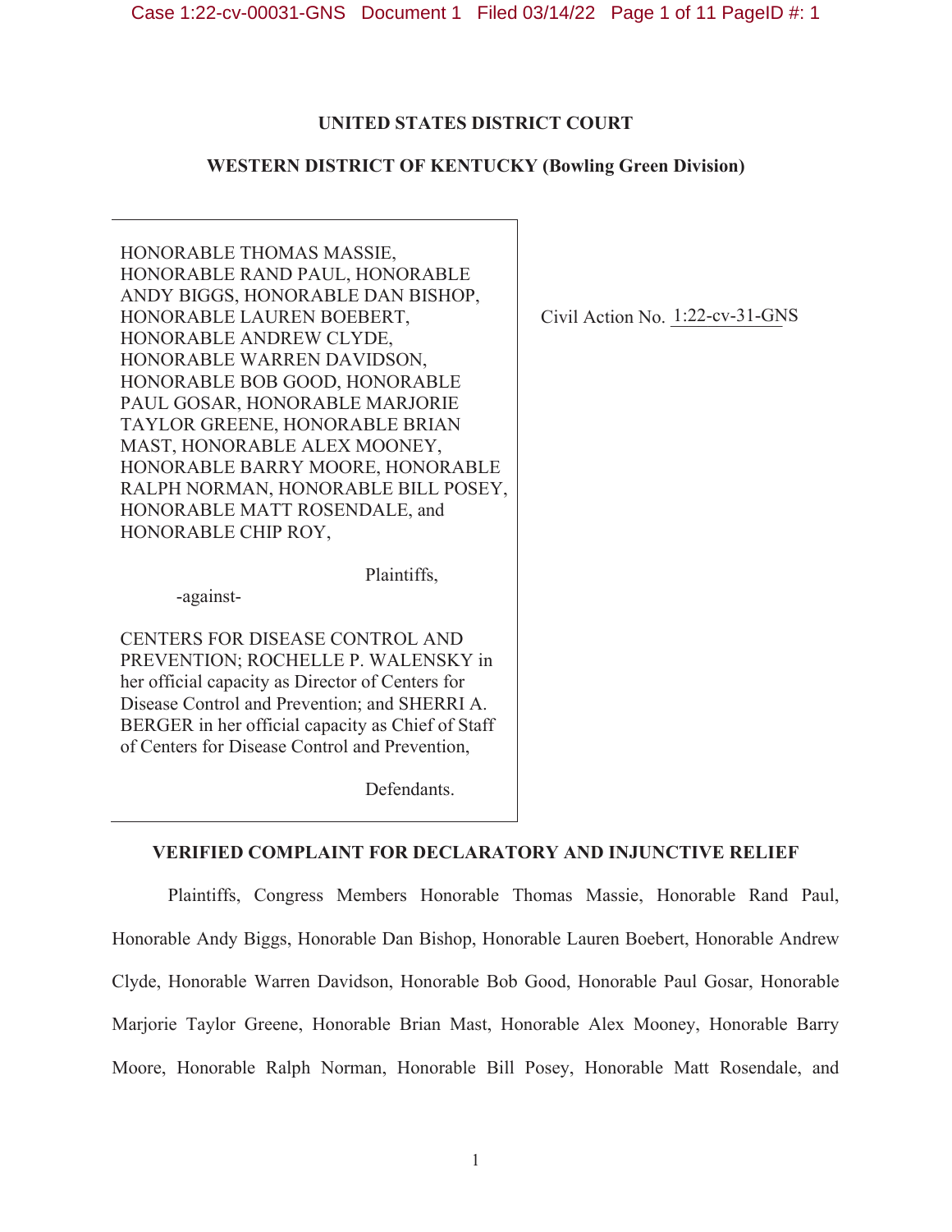# UNITED STATES DISTRICT COURT

## WESTERN DISTRICT OF KENTUCKY (Bowling Green Division)

HONORABLE THOMAS MASSIE, HONORABLE RAND PAUL, HONORABLE ANDY BIGGS, HONORABLE DAN BISHOP, HONORABLE LAUREN BOEBERT, HONORABLE ANDREW CLYDE, HONORABLE WARREN DAVIDSON, HONORABLE BOB GOOD, HONORABLE PAUL GOSAR, HONORABLE MARJORIE TAYLOR GREENE, HONORABLE BRIAN MAST, HONORABLE ALEX MOONEY, HONORABLE BARRY MOORE, HONORABLE RALPH NORMAN, HONORABLE BILL POSEY, HONORABLE MATT ROSENDALE, and HONORABLE CHIP ROY,

Plaintiffs,

-against-

CENTERS FOR DISEASE CONTROL AND PREVENTION; ROCHELLE P. WALENSKY in her official capacity as Director of Centers for Disease Control and Prevention; and SHERRI A. BERGER in her official capacity as Chief of Staff of Centers for Disease Control and Prevention,

Defendants.

Civil Action No. 1:22-cv-31-GNS

### VERIFIED COMPLAINT FOR DECLARATORY AND INJUNCTIVE RELIEF

Plaintiffs, Congress Members Honorable Thomas Massie, Honorable Rand Paul, Honorable Andy Biggs, Honorable Dan Bishop, Honorable Lauren Boebert, Honorable Andrew Clyde, Honorable Warren Davidson, Honorable Bob Good, Honorable Paul Gosar, Honorable Marjorie Taylor Greene, Honorable Brian Mast, Honorable Alex Mooney, Honorable Barry Moore, Honorable Ralph Norman, Honorable Bill Posey, Honorable Matt Rosendale, and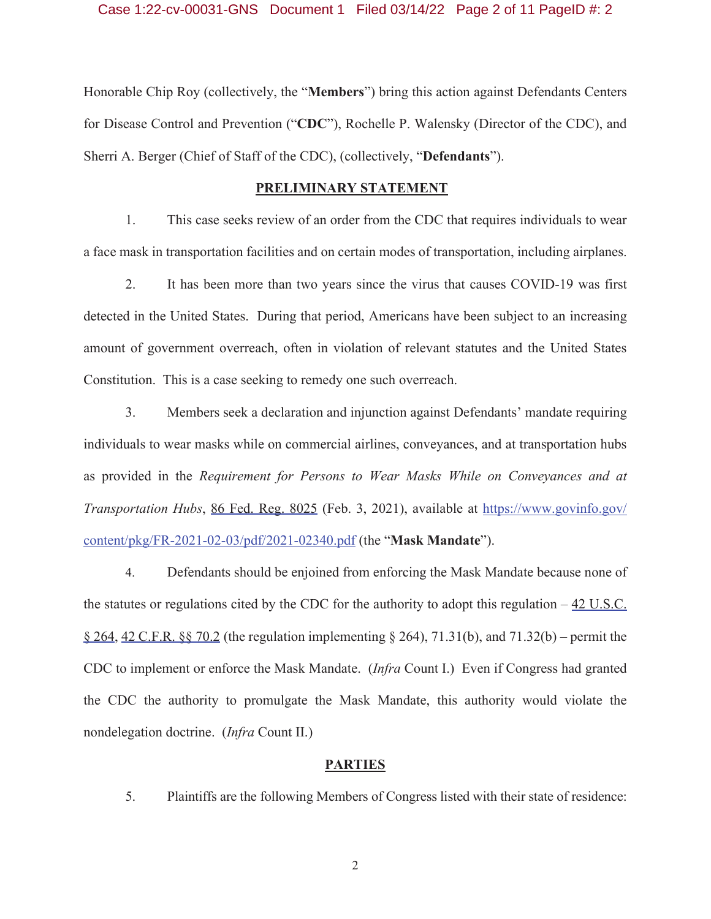Honorable Chip Roy (collectively, the "**Members**") bring this action against Defendants Centers for Disease Control and Prevention ("**CDC**"), Rochelle P. Walensky (Director of the CDC), and Sherri A. Berger (Chief of Staff of the CDC), (collectively, "**Defendants**").

## PRELIMINARY STATEMENT

1. This case seeks review of an order from the CDC that requires individuals to wear a face mask in transportation facilities and on certain modes of transportation, including airplanes.

2. It has been more than two years since the virus that causes COVID-19 was first detected in the United States. During that period, Americans have been subject to an increasing amount of government overreach, often in violation of relevant statutes and the United States Constitution. This is a case seeking to remedy one such overreach.

3. Members seek a declaration and injunction against Defendants' mandate requiring individuals to wear masks while on commercial airlines, conveyances, and at transportation hubs as provided in the *Requirement for Persons to Wear Masks While on Conveyances and at Transportation Hubs*, 86 Fed. Reg. 8025 (Feb. 3, 2021), available at https://www.govinfo.gov/content/pkg/FR-2021-02-03/pdf/2021-02340.pdf (the "**Mask Mandate**").

4. Defendants should be enjoined from enforcing the Mask Mandate because none of the statutes or regulations cited by the CDC for the authority to adopt this regulation – 42 U.S.C. § 264, 42 C.F.R. §§ 70.2 (the regulation implementing § 264), 71.31(b), and 71.32(b) – permit the CDC to implement or enforce the Mask Mandate. (*Infra* Count I.) Even if Congress had granted the CDC the authority to promulgate the Mask Mandate, this authority would violate the nondelegation doctrine. (*Infra* Count II.)

## PARTIES

5. Plaintiffs are the following Members of Congress listed with their state of residence: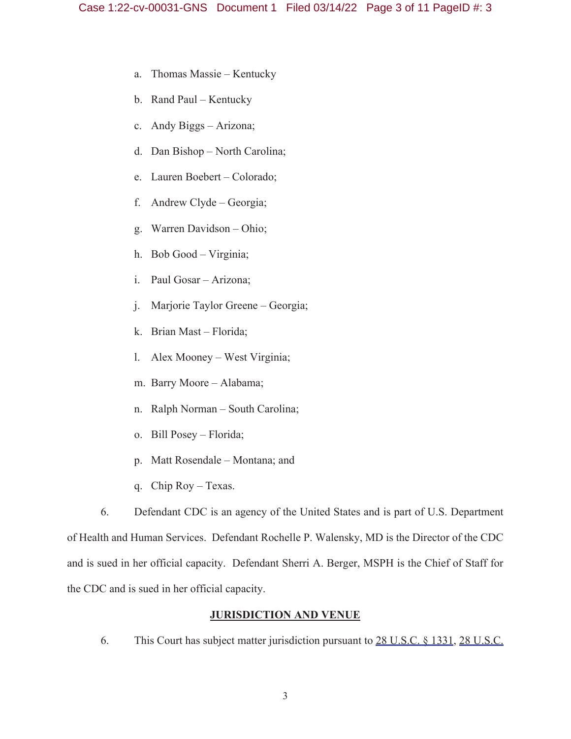a. Thomas Massie – Kentucky

b. Rand Paul – Kentucky

c. Andy Biggs – Arizona;

d. Dan Bishop – North Carolina;

e. Lauren Boebert – Colorado;

f. Andrew Clyde – Georgia;

g. Warren Davidson – Ohio;

h. Bob Good – Virginia;

i. Paul Gosar – Arizona;

j. Marjorie Taylor Greene – Georgia;

k. Brian Mast – Florida;

l. Alex Mooney – West Virginia;

m. Barry Moore – Alabama;

n. Ralph Norman – South Carolina;

o. Bill Posey – Florida;

p. Matt Rosendale – Montana; and

q. Chip Roy – Texas.

6. Defendant CDC is an agency of the United States and is part of U.S. Department of Health and Human Services. Defendant Rochelle P. Walensky, MD is the Director of the CDC and is sued in her official capacity. Defendant Sherri A. Berger, MSPH is the Chief of Staff for the CDC and is sued in her official capacity.

**JURISDICTION AND VENUE**

6. This Court has subject matter jurisdiction pursuant to 28 U.S.C. § 1331, 28 U.S.C.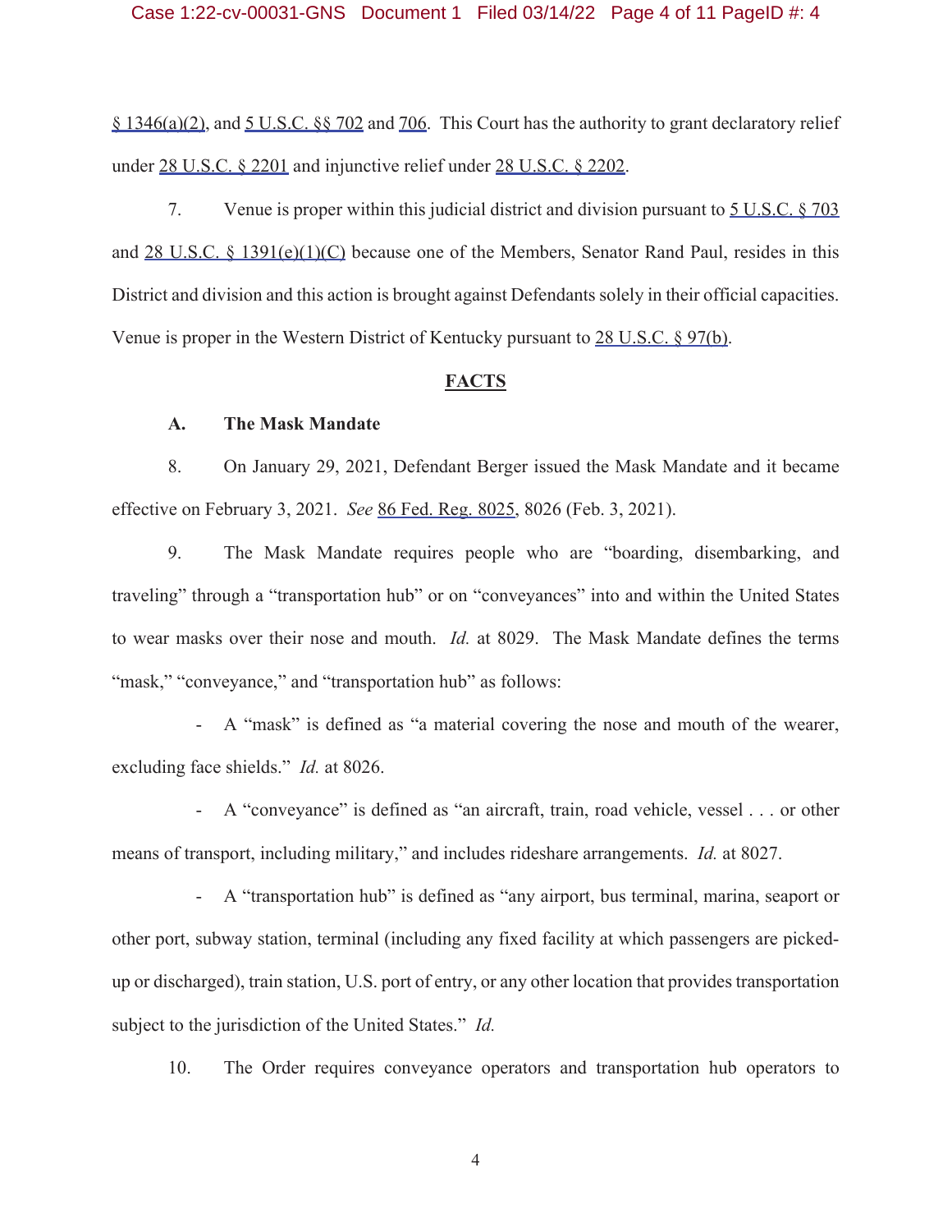§ 1346(a)(2), and 5 U.S.C. §§ 702 and 706. This Court has the authority to grant declaratory relief under 28 U.S.C. § 2201 and injunctive relief under 28 U.S.C. § 2202.

7. Venue is proper within this judicial district and division pursuant to 5 U.S.C. § 703 and 28 U.S.C. § 1391(e)(1)(C) because one of the Members, Senator Rand Paul, resides in this District and division and this action is brought against Defendants solely in their official capacities. Venue is proper in the Western District of Kentucky pursuant to 28 U.S.C. § 97(b).

## FACTS

### A. The Mask Mandate

8. On January 29, 2021, Defendant Berger issued the Mask Mandate and it became effective on February 3, 2021. *See* 86 Fed. Reg. 8025, 8026 (Feb. 3, 2021).

9. The Mask Mandate requires people who are "boarding, disembarking, and traveling" through a "transportation hub" or on "conveyances" into and within the United States to wear masks over their nose and mouth. *Id.* at 8029. The Mask Mandate defines the terms "mask," "conveyance," and "transportation hub" as follows:

- A "mask" is defined as "a material covering the nose and mouth of the wearer, excluding face shields." *Id.* at 8026.

- A "conveyance" is defined as "an aircraft, train, road vehicle, vessel . . . or other means of transport, including military," and includes rideshare arrangements. *Id.* at 8027.

- A "transportation hub" is defined as "any airport, bus terminal, marina, seaport or other port, subway station, terminal (including any fixed facility at which passengers are picked-up or discharged), train station, U.S. port of entry, or any other location that provides transportation subject to the jurisdiction of the United States." *Id.*

10. The Order requires conveyance operators and transportation hub operators to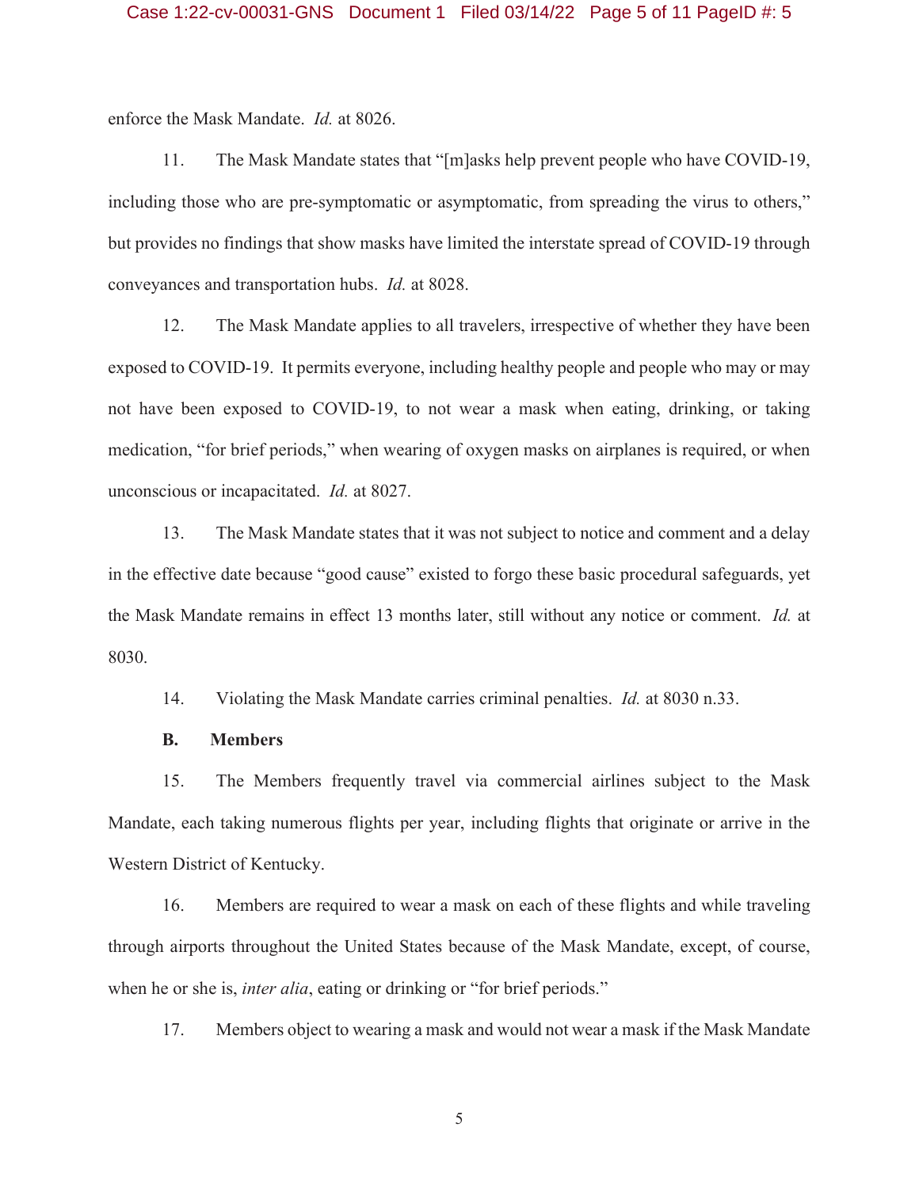enforce the Mask Mandate. *Id.* at 8026.

11. The Mask Mandate states that "[m]asks help prevent people who have COVID-19, including those who are pre-symptomatic or asymptomatic, from spreading the virus to others," but provides no findings that show masks have limited the interstate spread of COVID-19 through conveyances and transportation hubs. *Id.* at 8028.

12. The Mask Mandate applies to all travelers, irrespective of whether they have been exposed to COVID-19. It permits everyone, including healthy people and people who may or may not have been exposed to COVID-19, to not wear a mask when eating, drinking, or taking medication, "for brief periods," when wearing of oxygen masks on airplanes is required, or when unconscious or incapacitated. *Id.* at 8027.

13. The Mask Mandate states that it was not subject to notice and comment and a delay in the effective date because "good cause" existed to forgo these basic procedural safeguards, yet the Mask Mandate remains in effect 13 months later, still without any notice or comment. *Id.* at 8030.

14. Violating the Mask Mandate carries criminal penalties. *Id.* at 8030 n.33.

**B. Members**

15. The Members frequently travel via commercial airlines subject to the Mask Mandate, each taking numerous flights per year, including flights that originate or arrive in the Western District of Kentucky.

16. Members are required to wear a mask on each of these flights and while traveling through airports throughout the United States because of the Mask Mandate, except, of course, when he or she is, *inter alia*, eating or drinking or "for brief periods."

17. Members object to wearing a mask and would not wear a mask if the Mask Mandate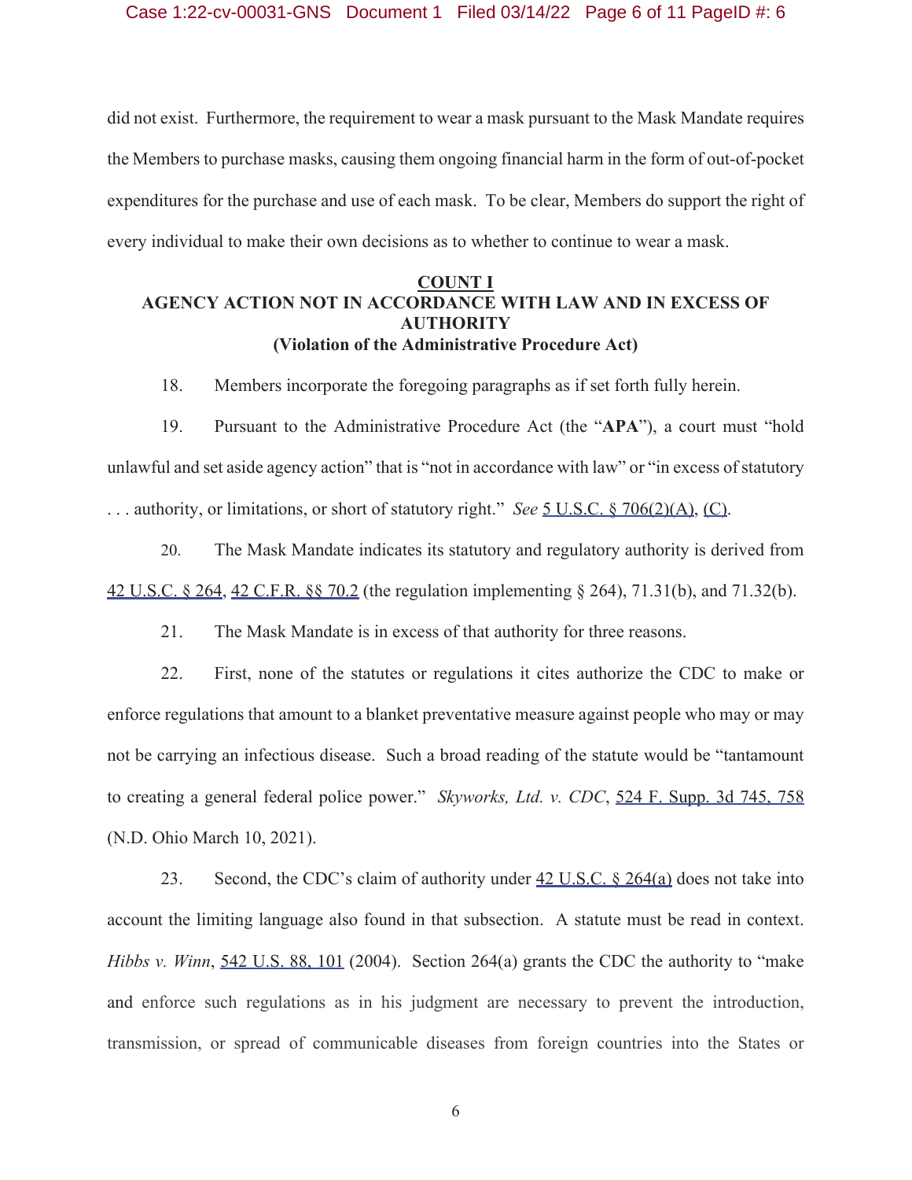did not exist. Furthermore, the requirement to wear a mask pursuant to the Mask Mandate requires the Members to purchase masks, causing them ongoing financial harm in the form of out-of-pocket expenditures for the purchase and use of each mask. To be clear, Members do support the right of every individual to make their own decisions as to whether to continue to wear a mask.

**COUNT I**
**AGENCY ACTION NOT IN ACCORDANCE WITH LAW AND IN EXCESS OF AUTHORITY**
**(Violation of the Administrative Procedure Act)**

18. Members incorporate the foregoing paragraphs as if set forth fully herein.

19. Pursuant to the Administrative Procedure Act (the "**APA**"), a court must "hold unlawful and set aside agency action" that is "not in accordance with law" or "in excess of statutory . . . authority, or limitations, or short of statutory right." *See* 5 U.S.C. § 706(2)(A), (C).

20. The Mask Mandate indicates its statutory and regulatory authority is derived from 42 U.S.C. § 264, 42 C.F.R. §§ 70.2 (the regulation implementing § 264), 71.31(b), and 71.32(b).

21. The Mask Mandate is in excess of that authority for three reasons.

22. First, none of the statutes or regulations it cites authorize the CDC to make or enforce regulations that amount to a blanket preventative measure against people who may or may not be carrying an infectious disease. Such a broad reading of the statute would be "tantamount to creating a general federal police power." *Skyworks, Ltd. v. CDC*, 524 F. Supp. 3d 745, 758 (N.D. Ohio March 10, 2021).

23. Second, the CDC's claim of authority under 42 U.S.C. § 264(a) does not take into account the limiting language also found in that subsection. A statute must be read in context. *Hibbs v. Winn*, 542 U.S. 88, 101 (2004). Section 264(a) grants the CDC the authority to "make and enforce such regulations as in his judgment are necessary to prevent the introduction, transmission, or spread of communicable diseases from foreign countries into the States or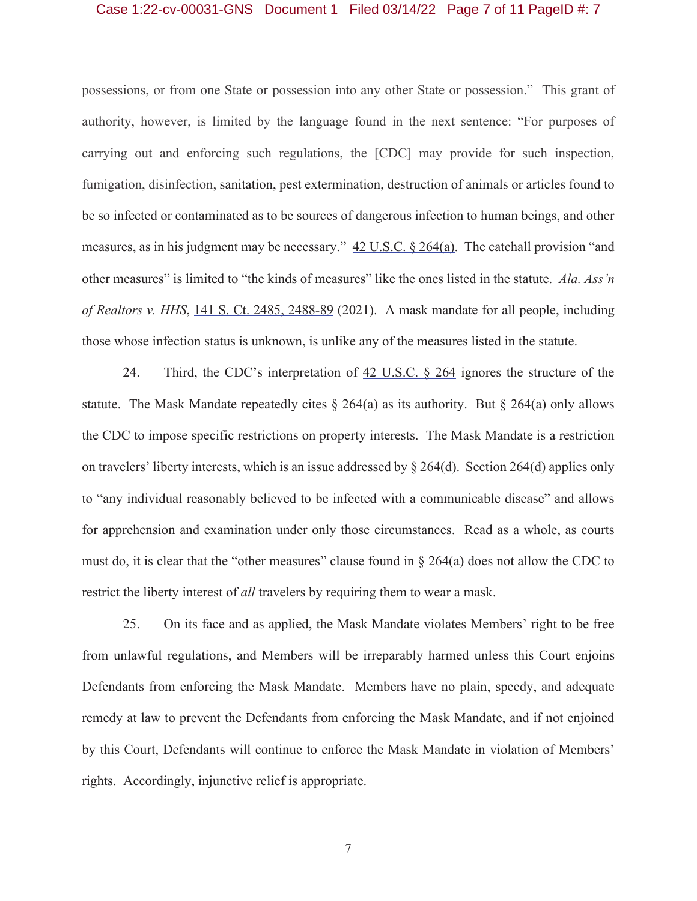possessions, or from one State or possession into any other State or possession." This grant of authority, however, is limited by the language found in the next sentence: "For purposes of carrying out and enforcing such regulations, the [CDC] may provide for such inspection, fumigation, disinfection, sanitation, pest extermination, destruction of animals or articles found to be so infected or contaminated as to be sources of dangerous infection to human beings, and other measures, as in his judgment may be necessary." 42 U.S.C. § 264(a). The catchall provision "and other measures" is limited to "the kinds of measures" like the ones listed in the statute. *Ala. Ass'n of Realtors v. HHS*, 141 S. Ct. 2485, 2488-89 (2021). A mask mandate for all people, including those whose infection status is unknown, is unlike any of the measures listed in the statute.

24. Third, the CDC's interpretation of 42 U.S.C. § 264 ignores the structure of the statute. The Mask Mandate repeatedly cites § 264(a) as its authority. But § 264(a) only allows the CDC to impose specific restrictions on property interests. The Mask Mandate is a restriction on travelers' liberty interests, which is an issue addressed by § 264(d). Section 264(d) applies only to "any individual reasonably believed to be infected with a communicable disease" and allows for apprehension and examination under only those circumstances. Read as a whole, as courts must do, it is clear that the "other measures" clause found in § 264(a) does not allow the CDC to restrict the liberty interest of *all* travelers by requiring them to wear a mask.

25. On its face and as applied, the Mask Mandate violates Members' right to be free from unlawful regulations, and Members will be irreparably harmed unless this Court enjoins Defendants from enforcing the Mask Mandate. Members have no plain, speedy, and adequate remedy at law to prevent the Defendants from enforcing the Mask Mandate, and if not enjoined by this Court, Defendants will continue to enforce the Mask Mandate in violation of Members' rights. Accordingly, injunctive relief is appropriate.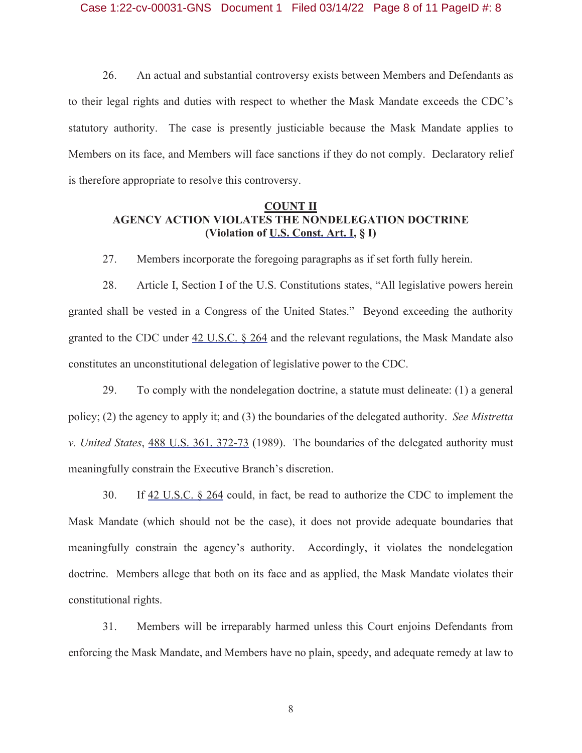26. An actual and substantial controversy exists between Members and Defendants as to their legal rights and duties with respect to whether the Mask Mandate exceeds the CDC's statutory authority. The case is presently justiciable because the Mask Mandate applies to Members on its face, and Members will face sanctions if they do not comply. Declaratory relief is therefore appropriate to resolve this controversy.

**COUNT II**
**AGENCY ACTION VIOLATES THE NONDELEGATION DOCTRINE**
**(Violation of U.S. Const. Art. I, § I)**

27. Members incorporate the foregoing paragraphs as if set forth fully herein.

28. Article I, Section I of the U.S. Constitutions states, "All legislative powers herein granted shall be vested in a Congress of the United States." Beyond exceeding the authority granted to the CDC under 42 U.S.C. § 264 and the relevant regulations, the Mask Mandate also constitutes an unconstitutional delegation of legislative power to the CDC.

29. To comply with the nondelegation doctrine, a statute must delineate: (1) a general policy; (2) the agency to apply it; and (3) the boundaries of the delegated authority. *See Mistretta v. United States*, 488 U.S. 361, 372-73 (1989). The boundaries of the delegated authority must meaningfully constrain the Executive Branch's discretion.

30. If 42 U.S.C. § 264 could, in fact, be read to authorize the CDC to implement the Mask Mandate (which should not be the case), it does not provide adequate boundaries that meaningfully constrain the agency's authority. Accordingly, it violates the nondelegation doctrine. Members allege that both on its face and as applied, the Mask Mandate violates their constitutional rights.

31. Members will be irreparably harmed unless this Court enjoins Defendants from enforcing the Mask Mandate, and Members have no plain, speedy, and adequate remedy at law to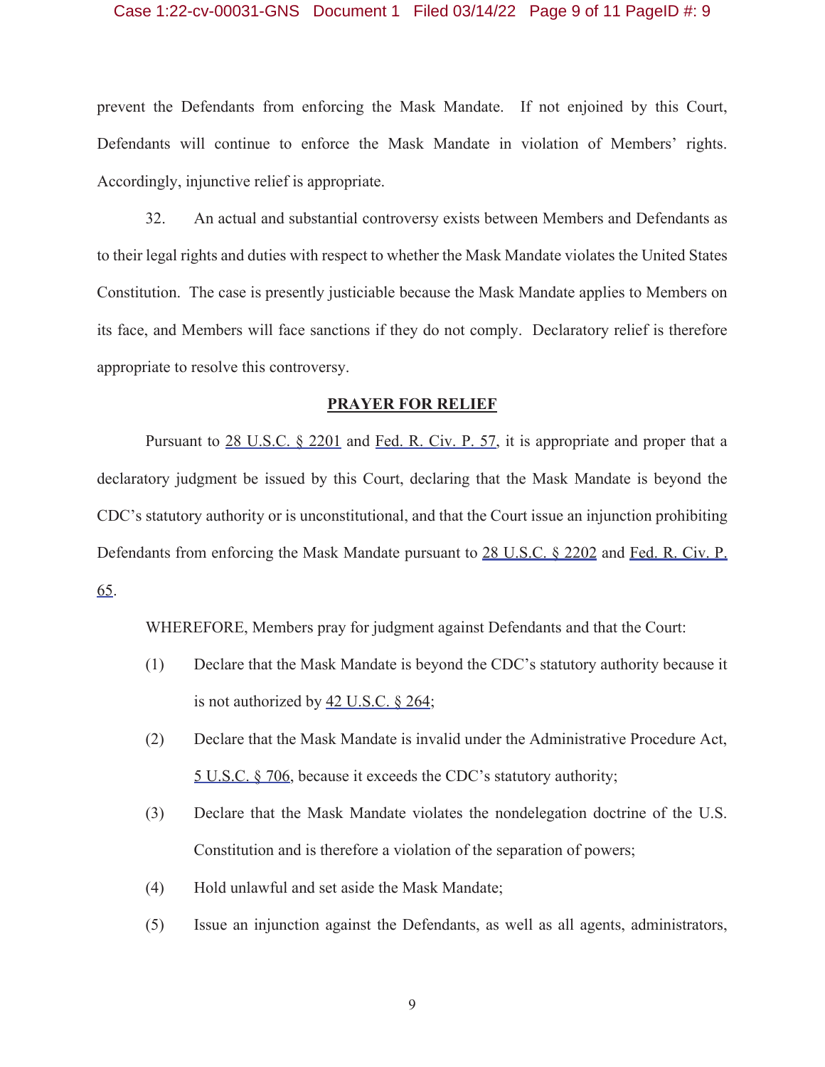prevent the Defendants from enforcing the Mask Mandate. If not enjoined by this Court, Defendants will continue to enforce the Mask Mandate in violation of Members' rights. Accordingly, injunctive relief is appropriate.

32. An actual and substantial controversy exists between Members and Defendants as to their legal rights and duties with respect to whether the Mask Mandate violates the United States Constitution. The case is presently justiciable because the Mask Mandate applies to Members on its face, and Members will face sanctions if they do not comply. Declaratory relief is therefore appropriate to resolve this controversy.

## PRAYER FOR RELIEF

Pursuant to 28 U.S.C. § 2201 and Fed. R. Civ. P. 57, it is appropriate and proper that a declaratory judgment be issued by this Court, declaring that the Mask Mandate is beyond the CDC's statutory authority or is unconstitutional, and that the Court issue an injunction prohibiting Defendants from enforcing the Mask Mandate pursuant to 28 U.S.C. § 2202 and Fed. R. Civ. P. 65.

WHEREFORE, Members pray for judgment against Defendants and that the Court:

(1) Declare that the Mask Mandate is beyond the CDC's statutory authority because it is not authorized by 42 U.S.C. § 264;

(2) Declare that the Mask Mandate is invalid under the Administrative Procedure Act, 5 U.S.C. § 706, because it exceeds the CDC's statutory authority;

(3) Declare that the Mask Mandate violates the nondelegation doctrine of the U.S. Constitution and is therefore a violation of the separation of powers;

(4) Hold unlawful and set aside the Mask Mandate;

(5) Issue an injunction against the Defendants, as well as all agents, administrators,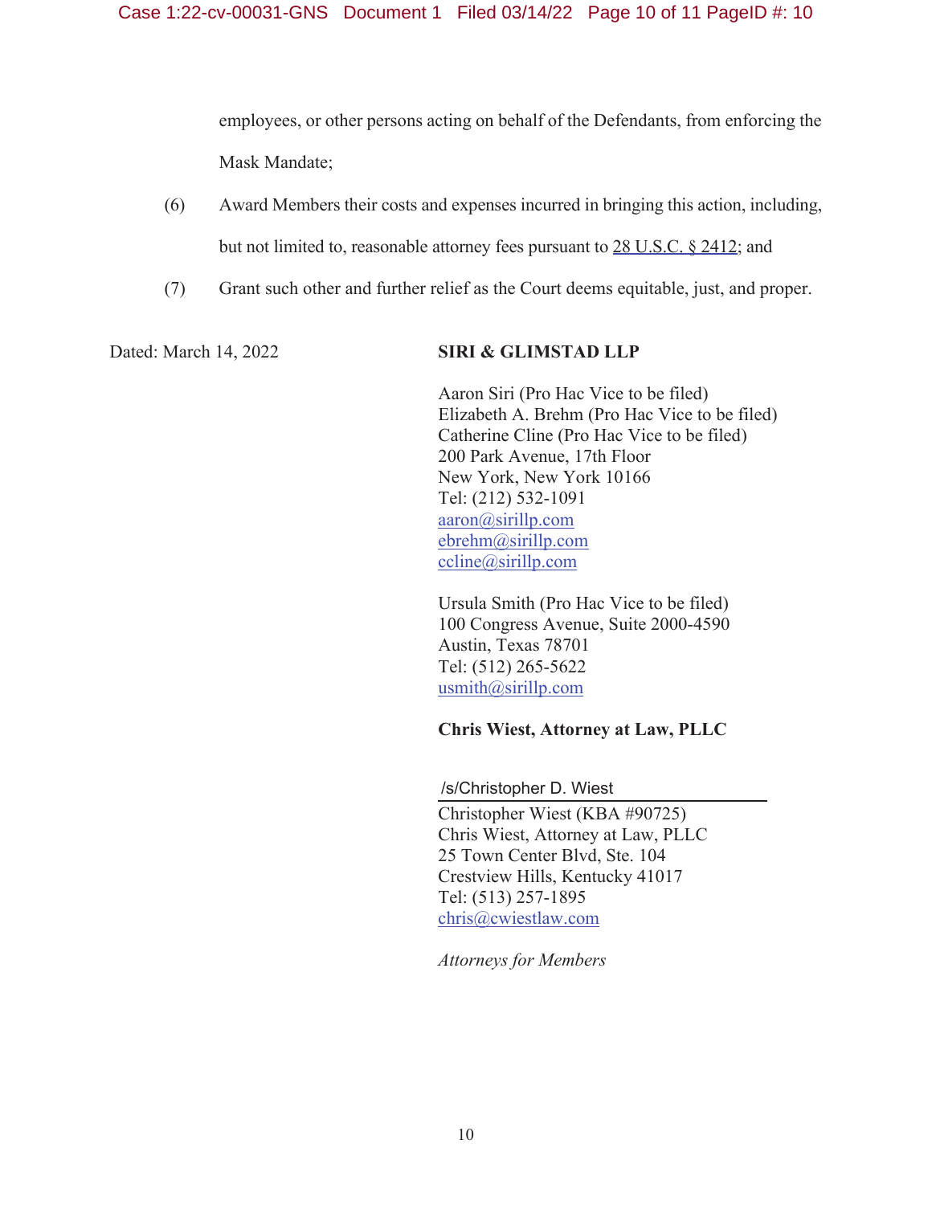employees, or other persons acting on behalf of the Defendants, from enforcing the Mask Mandate;

(6) Award Members their costs and expenses incurred in bringing this action, including, but not limited to, reasonable attorney fees pursuant to 28 U.S.C. § 2412; and

(7) Grant such other and further relief as the Court deems equitable, just, and proper.

Dated: March 14, 2022

**SIRI & GLIMSTAD LLP**

Aaron Siri (Pro Hac Vice to be filed)
Elizabeth A. Brehm (Pro Hac Vice to be filed)
Catherine Cline (Pro Hac Vice to be filed)
200 Park Avenue, 17th Floor
New York, New York 10166
Tel: (212) 532-1091
aaron@sirillp.com
ebrehm@sirillp.com
ccline@sirillp.com

Ursula Smith (Pro Hac Vice to be filed)
100 Congress Avenue, Suite 2000-4590
Austin, Texas 78701
Tel: (512) 265-5622
usmith@sirillp.com

**Chris Wiest, Attorney at Law, PLLC**

/s/Christopher D. Wiest

Christopher Wiest (KBA #90725)
Chris Wiest, Attorney at Law, PLLC
25 Town Center Blvd, Ste. 104
Crestview Hills, Kentucky 41017
Tel: (513) 257-1895
chris@cwiestlaw.com

*Attorneys for Members*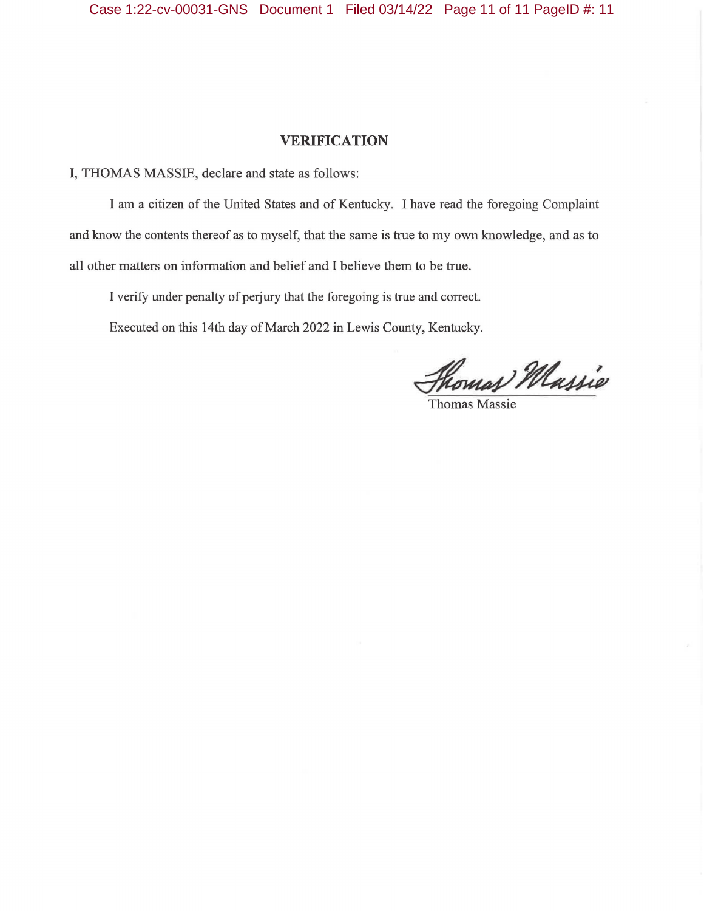## VERIFICATION

I, THOMAS MASSIE, declare and state as follows:

I am a citizen of the United States and of Kentucky. I have read the foregoing Complaint and know the contents thereof as to myself, that the same is true to my own knowledge, and as to all other matters on information and belief and I believe them to be true.

I verify under penalty of perjury that the foregoing is true and correct.

Executed on this 14th day of March 2022 in Lewis County, Kentucky.

Thomas Massie

Thomas Massie